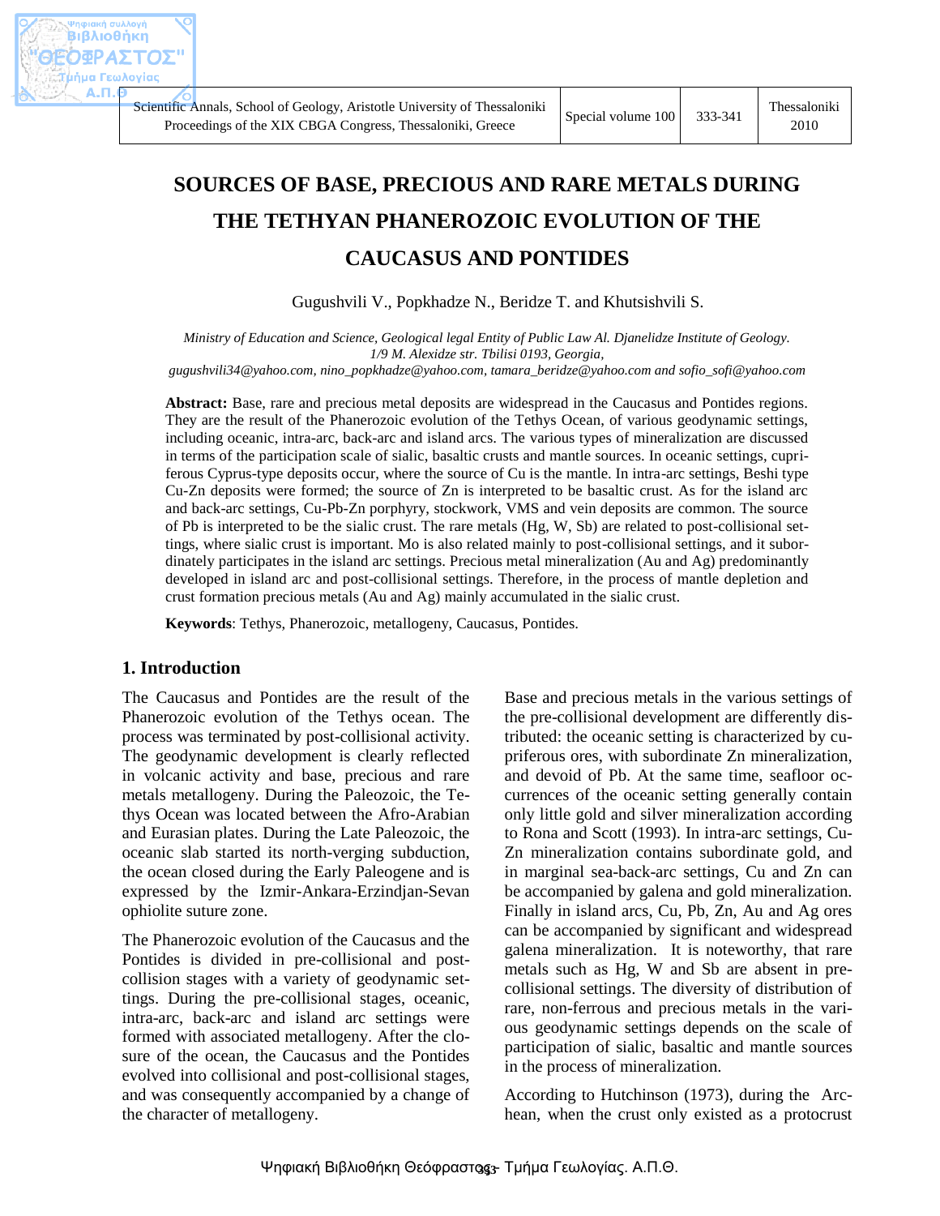# SOURCES OF BASE, PRECIOUS AND RARE METALS DURING THE TETHYAN PHANEROZOIC EVOLUTION OF THE CAUCASUS AND PONTIDES

Gugushvili V., Popkhadze N., Beridze T. and Khutsishvili S.

*Ministry of Education and Science, Geological legal Entity of Public Law Al. Djanelidze Institute of Geology. 1/9 M. Alexidze str. Tbilisi 0193, Georgia, gugushvili34@yahoo.com, nino_popkhadze@yahoo.com, tamara_beridze@yahoo.com and sofio_sofi@yahoo.com*

**Abstract:** Base, rare and precious metal deposits are widespread in the Caucasus and Pontides regions. They are the result of the Phanerozoic evolution of the Tethys Ocean, of various geodynamic settings, including oceanic, intra-arc, back-arc and island arcs. The various types of mineralization are discussed in terms of the participation scale of sialic, basaltic crusts and mantle sources. In oceanic settings, cupriferous Cyprus-type deposits occur, where the source of Cu is the mantle. In intra-arc settings, Beshi type Cu-Zn deposits were formed; the source of Zn is interpreted to be basaltic crust. As for the island arc and back-arc settings, Cu-Pb-Zn porphyry, stockwork, VMS and vein deposits are common. The source of Pb is interpreted to be the sialic crust. The rare metals (Hg, W, Sb) are related to post-collisional settings, where sialic crust is important. Mo is also related mainly to post-collisional settings, and it subordinately participates in the island arc settings. Precious metal mineralization (Au and Ag) predominantly developed in island arc and post-collisional settings. Therefore, in the process of mantle depletion and crust formation precious metals (Au and Ag) mainly accumulated in the sialic crust.

**Keywords**: Tethys, Phanerozoic, metallogeny, Caucasus, Pontides.

## 1. Introduction

The Caucasus and Pontides are the result of the Phanerozoic evolution of the Tethys ocean. The process was terminated by post-collisional activity. The geodynamic development is clearly reflected in volcanic activity and base, precious and rare metals metallogeny. During the Paleozoic, the Tethys Ocean was located between the Afro-Arabian and Eurasian plates. During the Late Paleozoic, the oceanic slab started its north-verging subduction, the ocean closed during the Early Paleogene and is expressed by the Izmir-Ankara-Erzindjan-Sevan ophiolite suture zone.

The Phanerozoic evolution of the Caucasus and the Pontides is divided in pre-collisional and post-collision stages with a variety of geodynamic settings. During the pre-collisional stages, oceanic, intra-arc, back-arc and island arc settings were formed with associated metallogeny. After the closure of the ocean, the Caucasus and the Pontides evolved into collisional and post-collisional stages, and was consequently accompanied by a change of the character of metallogeny.

Base and precious metals in the various settings of the pre-collisional development are differently distributed: the oceanic setting is characterized by cupriferous ores, with subordinate Zn mineralization, and devoid of Pb. At the same time, seafloor occurrences of the oceanic setting generally contain only little gold and silver mineralization according to Rona and Scott (1993). In intra-arc settings, Cu-Zn mineralization contains subordinate gold, and in marginal sea-back-arc settings, Cu and Zn can be accompanied by galena and gold mineralization. Finally in island arcs, Cu, Pb, Zn, Au and Ag ores can be accompanied by significant and widespread galena mineralization. It is noteworthy, that rare metals such as Hg, W and Sb are absent in pre-collisional settings. The diversity of distribution of rare, non-ferrous and precious metals in the various geodynamic settings depends on the scale of participation of sialic, basaltic and mantle sources in the process of mineralization.

According to Hutchinson (1973), during the Archean, when the crust only existed as a protocrust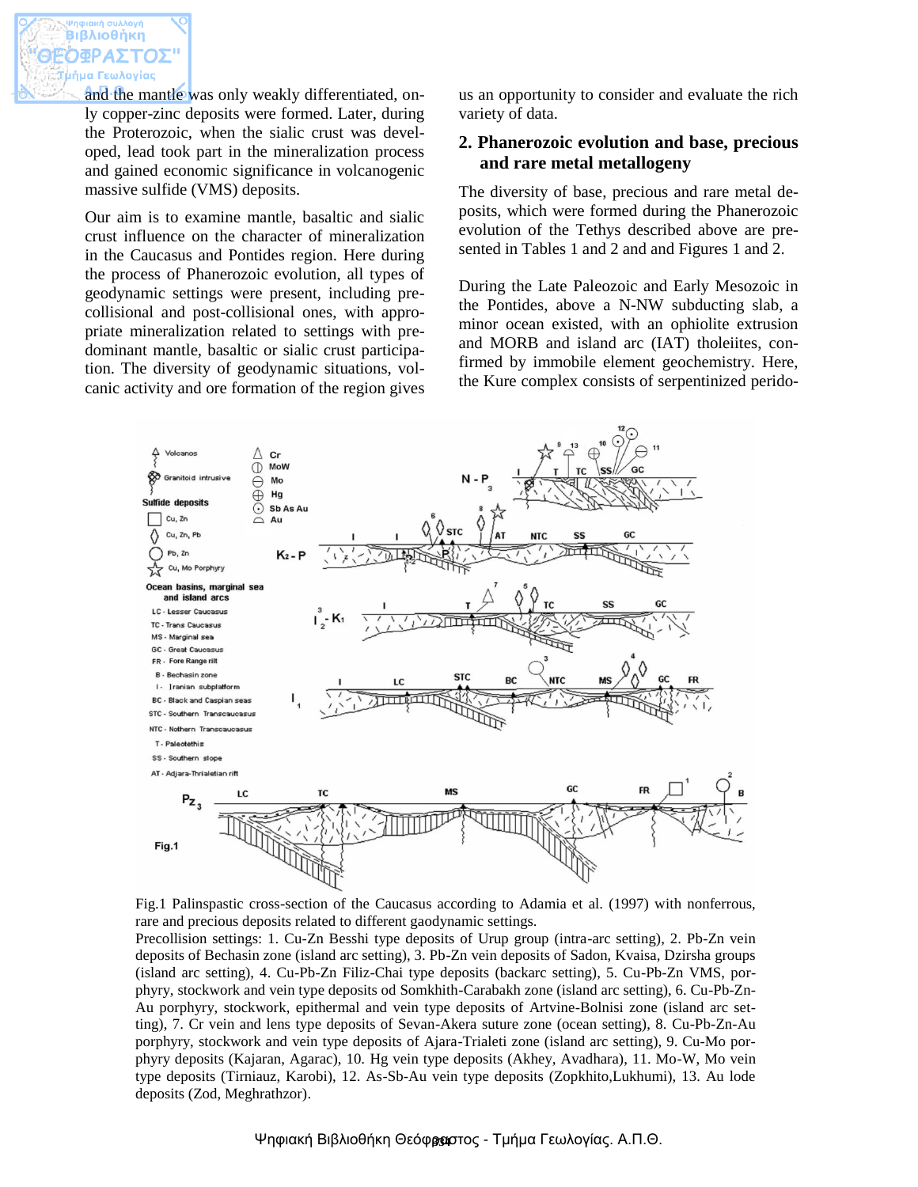and the mantle was only weakly differentiated, only copper-zinc deposits were formed. Later, during the Proterozoic, when the sialic crust was developed, lead took part in the mineralization process and gained economic significance in volcanogenic massive sulfide (VMS) deposits.

Our aim is to examine mantle, basaltic and sialic crust influence on the character of mineralization in the Caucasus and Pontides region. Here during the process of Phanerozoic evolution, all types of geodynamic settings were present, including pre-collisional and post-collisional ones, with appropriate mineralization related to settings with predominant mantle, basaltic or sialic crust participation. The diversity of geodynamic situations, volcanic activity and ore formation of the region gives us an opportunity to consider and evaluate the rich variety of data.

## 2. Phanerozoic evolution and base, precious and rare metal metallogeny

The diversity of base, precious and rare metal deposits, which were formed during the Phanerozoic evolution of the Tethys described above are presented in Tables 1 and 2 and and Figures 1 and 2.

During the Late Paleozoic and Early Mesozoic in the Pontides, above a N-NW subducting slab, a minor ocean existed, with an ophiolite extrusion and MORB and island arc (IAT) tholeiites, confirmed by immobile element geochemistry. Here, the Kure complex consists of serpentinized perido-

Fig.1 Palinspastic cross-section of the Caucasus according to Adamia et al. (1997) with nonferrous, rare and precious deposits related to different gaodynamic settings.

Precollision settings: 1. Cu-Zn Besshi type deposits of Urup group (intra-arc setting), 2. Pb-Zn vein deposits of Bechasin zone (island arc setting), 3. Pb-Zn vein deposits of Sadon, Kvaisa, Dzirsha groups (island arc setting), 4. Cu-Pb-Zn Filiz-Chai type deposits (backarc setting), 5. Cu-Pb-Zn VMS, porphyry, stockwork and vein type deposits od Somkhith-Carabakh zone (island arc setting), 6. Cu-Pb-Zn-Au porphyry, stockwork, epithermal and vein type deposits of Artvine-Bolnisi zone (island arc setting), 7. Cr vein and lens type deposits of Sevan-Akera suture zone (ocean setting), 8. Cu-Pb-Zn-Au porphyry, stockwork and vein type deposits of Ajara-Trialeti zone (island arc setting), 9. Cu-Mo porphyry deposits (Kajaran, Agarac), 10. Hg vein type deposits (Akhey, Avadhara), 11. Mo-W, Mo vein type deposits (Tirniauz, Karobi), 12. As-Sb-Au vein type deposits (Zopkhito,Lukhumi), 13. Au lode deposits (Zod, Meghrathzor).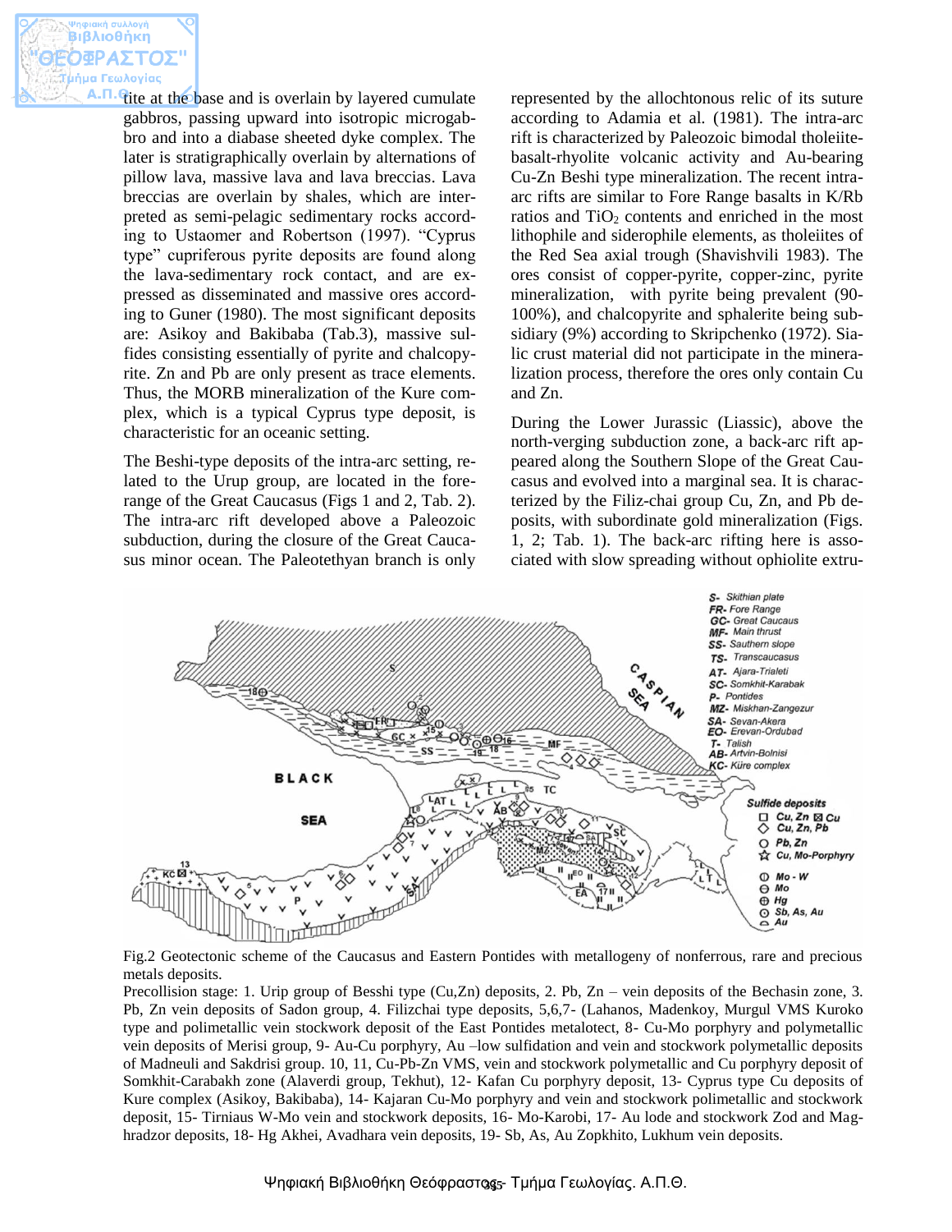tite at the base and is overlain by layered cumulate gabbros, passing upward into isotropic microgabbro and into a diabase sheeted dyke complex. The later is stratigraphically overlain by alternations of pillow lava, massive lava and lava breccias. Lava breccias are overlain by shales, which are interpreted as semi-pelagic sedimentary rocks according to Ustaomer and Robertson (1997). "Cyprus type" cupriferous pyrite deposits are found along the lava-sedimentary rock contact, and are expressed as disseminated and massive ores according to Guner (1980). The most significant deposits are: Asikoy and Bakibaba (Tab.3), massive sulfides consisting essentially of pyrite and chalcopyrite. Zn and Pb are only present as trace elements. Thus, the MORB mineralization of the Kure complex, which is a typical Cyprus type deposit, is characteristic for an oceanic setting.

The Beshi-type deposits of the intra-arc setting, related to the Urup group, are located in the fore-range of the Great Caucasus (Figs 1 and 2, Tab. 2). The intra-arc rift developed above a Paleozoic subduction, during the closure of the Great Caucasus minor ocean. The Paleotethyan branch is only represented by the allochtonous relic of its suture according to Adamia et al. (1981). The intra-arc rift is characterized by Paleozoic bimodal tholeiite-basalt-rhyolite volcanic activity and Au-bearing Cu-Zn Beshi type mineralization. The recent intra-arc rifts are similar to Fore Range basalts in K/Rb ratios and $TiO_2$ contents and enriched in the most lithophile and siderophile elements, as tholeiites of the Red Sea axial trough (Shavishvili 1983). The ores consist of copper-pyrite, copper-zinc, pyrite mineralization, with pyrite being prevalent (90-100%), and chalcopyrite and sphalerite being subsidiary (9%) according to Skripchenko (1972). Sialic crust material did not participate in the mineralization process, therefore the ores only contain Cu and Zn.

During the Lower Jurassic (Liassic), above the north-verging subduction zone, a back-arc rift appeared along the Southern Slope of the Great Caucasus and evolved into a marginal sea. It is characterized by the Filiz-chai group Cu, Zn, and Pb deposits, with subordinate gold mineralization (Figs. 1, 2; Tab. 1). The back-arc rifting here is associated with slow spreading without ophiolite extru-

Fig.2 Geotectonic scheme of the Caucasus and Eastern Pontides with metallogeny of nonferrous, rare and precious metals deposits.

Precollision stage: 1. Urip group of Besshi type (Cu,Zn) deposits, 2. Pb, Zn – vein deposits of the Bechasin zone, 3. Pb, Zn vein deposits of Sadon group, 4. Filizchai type deposits, 5,6,7- (Lahanos, Madenkoy, Murgul VMS Kuroko type and polimetallic vein stockwork deposit of the East Pontides metalotect, 8- Cu-Mo porphyry and polymetallic vein deposits of Merisi group, 9- Au-Cu porphyry, Au –low sulfidation and vein and stockwork polymetallic deposits of Madneuli and Sakdrisi group. 10, 11, Cu-Pb-Zn VMS, vein and stockwork polymetallic and Cu porphyry deposit of Somkhit-Carabakh zone (Alaverdi group, Tekhut), 12- Kafan Cu porphyry deposit, 13- Cyprus type Cu deposits of Kure complex (Asikoy, Bakibaba), 14- Kajaran Cu-Mo porphyry and vein and stockwork polimetallic and stockwork deposit, 15- Tirniaus W-Mo vein and stockwork deposits, 16- Mo-Karobi, 17- Au lode and stockwork Zod and Maghradzor deposits, 18- Hg Akhei, Avadhara vein deposits, 19- Sb, As, Au Zopkhito, Lukhum vein deposits.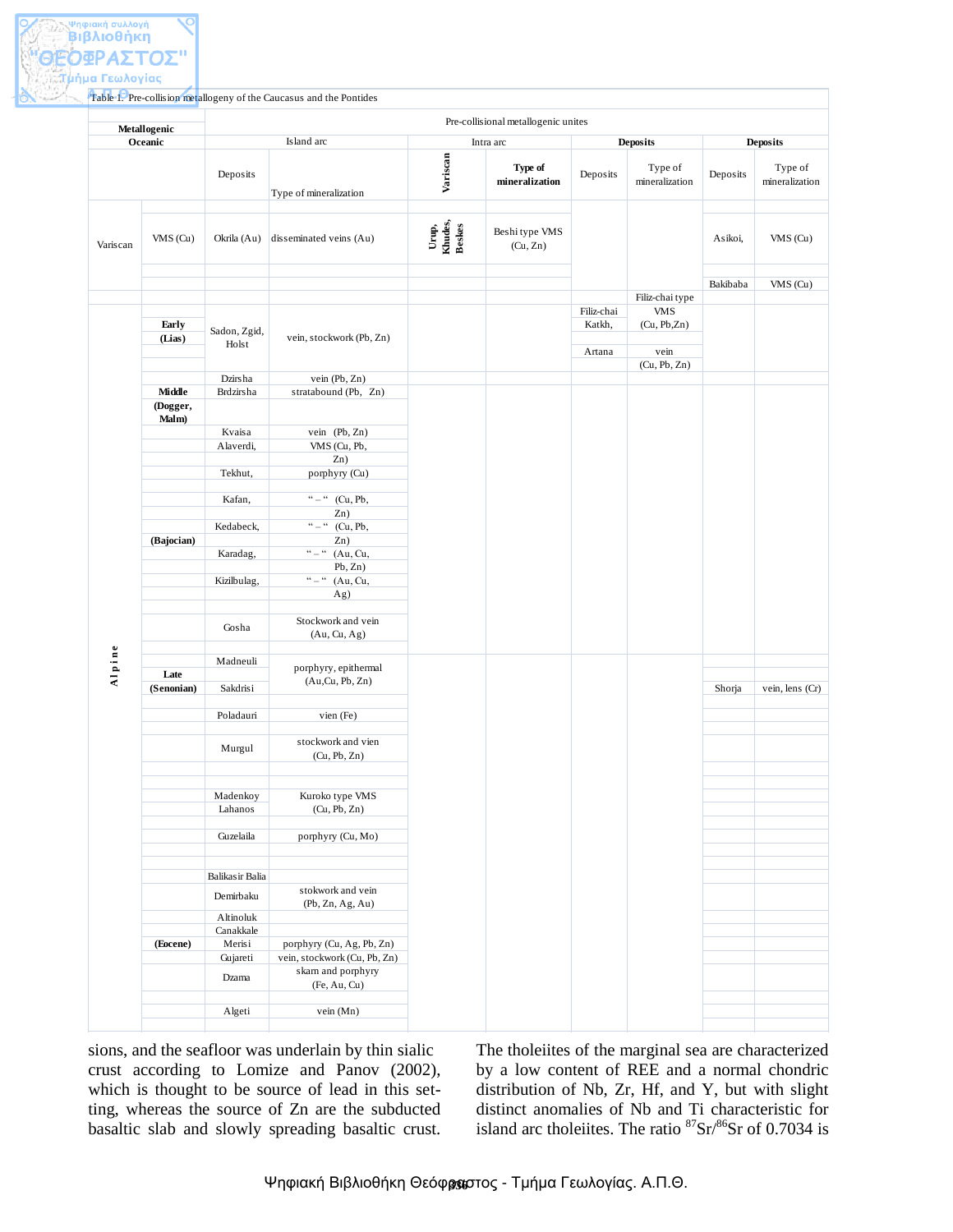Table 1. Pre-collision metallogeny of the Caucasus and the Pontides

| Metallogenic | | Pre-collisional metallogenic unites | | | | | | | |
|---|---|---|---|---|---|---|---|---|---|
| Oceanic | | Island arc | | Intra arc | | Deposits | | Deposits | |
| | | Deposits | Type of mineralization | Variscan | Type of mineralization | Deposits | Type of mineralization | Deposits | Type of mineralization |
| Variscan | VMS (Cu) | Okrila (Au) | disseminated veins (Au) | Urup, Khudes, Beskes | Beshi type VMS (Cu, Zn) | | | Asikoi, | VMS (Cu) |
| | | | | | | | | Bakibaba | VMS (Cu) |
| | | | | | | | Filiz-chai type | | |
| Alpine | Early (Lias) | Sadon, Zgid, Holst | vein, stockwork (Pb, Zn) | | | Filiz-chai Katkh, | VMS (Cu, Pb,Zn) | | |
| | | | | | | Artana | vein (Cu, Pb, Zn) | | |
| | | Dzirsha | vein (Pb, Zn) | | | | | | |
| | Middle (Dogger, Malm) | Brdzirsha | stratabound (Pb, Zn) | | | | | | |
| | | Kvaisa | vein (Pb, Zn) | | | | | | |
| | | Alaverdi, | VMS (Cu, Pb, Zn) | | | | | | |
| | | Tekhut, | porphyry (Cu) | | | | | | |
| | | Kafan, | " – " (Cu, Pb, Zn) | | | | | | |
| | (Bajocian) | Kedabeck, | " – " (Cu, Pb, Zn) | | | | | | |
| | | Karadag, | " – " (Au, Cu, Pb, Zn) | | | | | | |
| | | Kizilbulag, | " – " (Au, Cu, Ag) | | | | | | |
| | | Gosha | Stockwork and vein (Au, Cu, Ag) | | | | | | |
| | Late (Senonian) | Madneuli | porphyry, epithermal (Au,Cu, Pb, Zn) | | | | | | |
| | | Sakdrisi | | | | | | Shorja | vein, lens (Cr) |
| | | Poladauri | vien (Fe) | | | | | | |
| | | Murgul | stockwork and vien (Cu, Pb, Zn) | | | | | | |
| | | Madenkoy Lahanos | Kuroko type VMS (Cu, Pb, Zn) | | | | | | |
| | | Guzelaila | porphyry (Cu, Mo) | | | | | | |
| | | Balikasir Balia | | | | | | | |
| | | Demirbaku | stokwork and vein (Pb, Zn, Ag, Au) | | | | | | |
| | | Altinoluk | | | | | | | |
| | | Canakkale | | | | | | | |
| | (Eocene) | Merisi | porphyry (Cu, Ag, Pb, Zn) | | | | | | |
| | | Gujareti | vein, stockwork (Cu, Pb, Zn) | | | | | | |
| | | Dzama | skarn and porphyry (Fe, Au, Cu) | | | | | | |
| | | Algeti | vein (Mn) | | | | | | |

sions, and the seafloor was underlain by thin sialic crust according to Lomize and Panov (2002), which is thought to be source of lead in this setting, whereas the source of Zn are the subducted basaltic slab and slowly spreading basaltic crust.

The tholeiites of the marginal sea are characterized by a low content of REE and a normal chondric distribution of Nb, Zr, Hf, and Y, but with slight distinct anomalies of Nb and Ti characteristic for island arc tholeiites. The ratio $^{87}Sr/^{86}Sr$ of 0.7034 is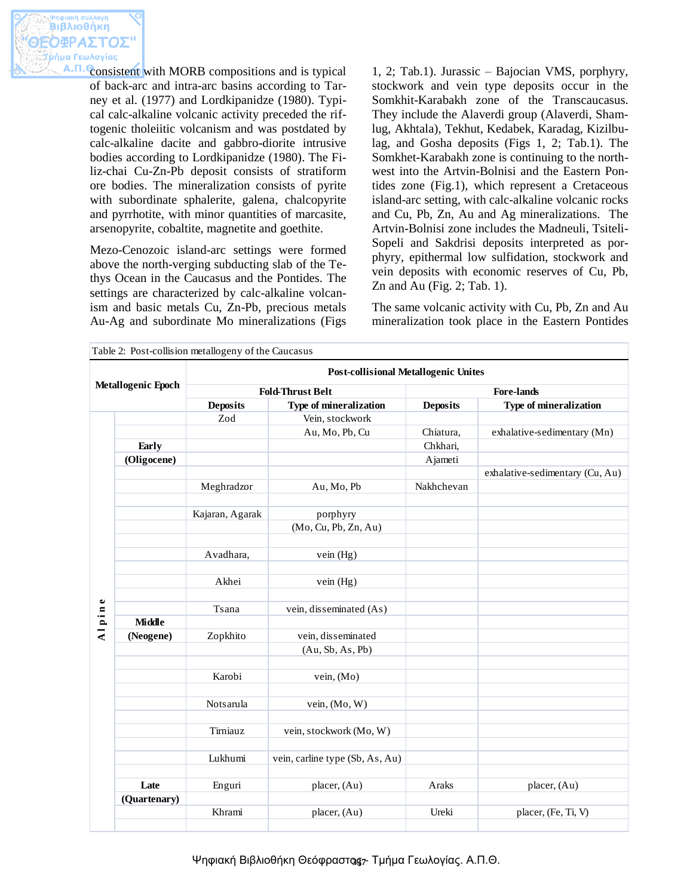consistent with MORB compositions and is typical of back-arc and intra-arc basins according to Tarney et al. (1977) and Lordkipanidze (1980). Typical calc-alkaline volcanic activity preceded the riftogenic tholeiitic volcanism and was postdated by calc-alkaline dacite and gabbro-diorite intrusive bodies according to Lordkipanidze (1980). The Filiz-chai Cu-Zn-Pb deposit consists of stratiform ore bodies. The mineralization consists of pyrite with subordinate sphalerite, galena, chalcopyrite and pyrrhotite, with minor quantities of marcasite, arsenopyrite, cobaltite, magnetite and goethite.

Mezo-Cenozoic island-arc settings were formed above the north-verging subducting slab of the Tethys Ocean in the Caucasus and the Pontides. The settings are characterized by calc-alkaline volcanism and basic metals Cu, Zn-Pb, precious metals Au-Ag and subordinate Mo mineralizations (Figs 1, 2; Tab.1). Jurassic – Bajocian VMS, porphyry, stockwork and vein type deposits occur in the Somkhit-Karabakh zone of the Transcaucasus. They include the Alaverdi group (Alaverdi, Shamlug, Akhtala), Tekhut, Kedabek, Karadag, Kizilbulag, and Gosha deposits (Figs 1, 2; Tab.1). The Somkhet-Karabakh zone is continuing to the northwest into the Artvin-Bolnisi and the Eastern Pontides zone (Fig.1), which represent a Cretaceous island-arc setting, with calc-alkaline volcanic rocks and Cu, Pb, Zn, Au and Ag mineralizations. The Artvin-Bolnisi zone includes the Madneuli, Tsiteli-Sopeli and Sakdrisi deposits interpreted as porphyry, epithermal low sulfidation, stockwork and vein deposits with economic reserves of Cu, Pb, Zn and Au (Fig. 2; Tab. 1).

The same volcanic activity with Cu, Pb, Zn and Au mineralization took place in the Eastern Pontides

Table 2: Post-collision metallogeny of the Caucasus

| Metallogenic Epoch | | Post-collisional Metallogenic Unites | | | |
|---|---|---|---|---|---|
| | | Fold-Thrust Belt | | Fore-lands | |
| | | Deposits | Type of mineralization | Deposits | Type of mineralization |
| Alpine | | Zod | Vein, stockwork | | |
| | | | Au, Mo, Pb, Cu | Chiatura, | exhalative-sedimentary (Mn) |
| | Early | | | Chkhari, | |
| | (Oligocene) | | | Ajameti | |
| | | | | | exhalative-sedimentary (Cu, Au) |
| | | Meghradzor | Au, Mo, Pb | Nakhchevan | |
| | | Kajaran, Agarak | porphyry | | |
| | | | (Mo, Cu, Pb, Zn, Au) | | |
| | | Avadhara, | vein (Hg) | | |
| | | Akhei | vein (Hg) | | |
| | | Tsana | vein, disseminated (As) | | |
| | Middle | | | | |
| | (Neogene) | Zopkhito | vein, disseminated | | |
| | | | (Au, Sb, As, Pb) | | |
| | | Karobi | vein, (Mo) | | |
| | | Notsarula | vein, (Mo, W) | | |
| | | Tirniauz | vein, stockwork (Mo, W) | | |
| | | Lukhumi | vein, carline type (Sb, As, Au) | | |
| | Late | Enguri | placer, (Au) | Araks | placer, (Au) |
| | (Quartenary) | | | | |
| | | Khrami | placer, (Au) | Ureki | placer, (Fe, Ti, V) |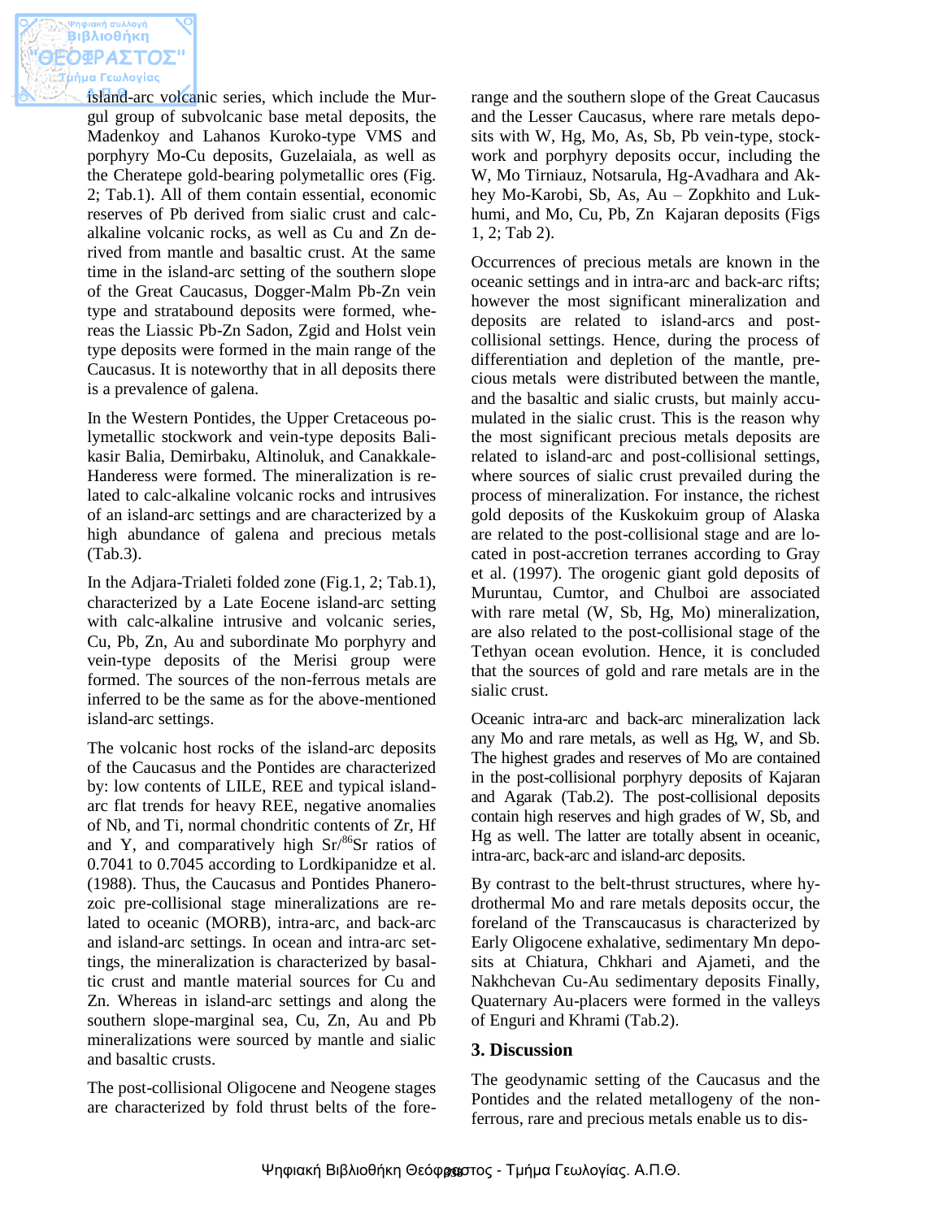island-arc volcanic series, which include the Murgul group of subvolcanic base metal deposits, the Madenkoy and Lahanos Kuroko-type VMS and porphyry Mo-Cu deposits, Guzelaiala, as well as the Cheratepe gold-bearing polymetallic ores (Fig. 2; Tab.1). All of them contain essential, economic reserves of Pb derived from sialic crust and calc-alkaline volcanic rocks, as well as Cu and Zn derived from mantle and basaltic crust. At the same time in the island-arc setting of the southern slope of the Great Caucasus, Dogger-Malm Pb-Zn vein type and stratabound deposits were formed, whereas the Liassic Pb-Zn Sadon, Zgid and Holst vein type deposits were formed in the main range of the Caucasus. It is noteworthy that in all deposits there is a prevalence of galena.

In the Western Pontides, the Upper Cretaceous polymetallic stockwork and vein-type deposits Balikasir Balia, Demirbaku, Altinoluk, and Canakkale-Handeress were formed. The mineralization is related to calc-alkaline volcanic rocks and intrusives of an island-arc settings and are characterized by a high abundance of galena and precious metals (Tab.3).

In the Adjara-Trialeti folded zone (Fig.1, 2; Tab.1), characterized by a Late Eocene island-arc setting with calc-alkaline intrusive and volcanic series, Cu, Pb, Zn, Au and subordinate Mo porphyry and vein-type deposits of the Merisi group were formed. The sources of the non-ferrous metals are inferred to be the same as for the above-mentioned island-arc settings.

The volcanic host rocks of the island-arc deposits of the Caucasus and the Pontides are characterized by: low contents of LILE, REE and typical island-arc flat trends for heavy REE, negative anomalies of Nb, and Ti, normal chondritic contents of Zr, Hf and Y, and comparatively high $Sr/^{86}Sr$ ratios of 0.7041 to 0.7045 according to Lordkipanidze et al. (1988). Thus, the Caucasus and Pontides Phanerozoic pre-collisional stage mineralizations are related to oceanic (MORB), intra-arc, and back-arc and island-arc settings. In ocean and intra-arc settings, the mineralization is characterized by basaltic crust and mantle material sources for Cu and Zn. Whereas in island-arc settings and along the southern slope-marginal sea, Cu, Zn, Au and Pb mineralizations were sourced by mantle and sialic and basaltic crusts.

The post-collisional Oligocene and Neogene stages are characterized by fold thrust belts of the fore-range and the southern slope of the Great Caucasus and the Lesser Caucasus, where rare metals deposits with W, Hg, Mo, As, Sb, Pb vein-type, stockwork and porphyry deposits occur, including the W, Mo Tirniauz, Notsarula, Hg-Avadhara and Akhey Mo-Karobi, Sb, As, Au – Zopkhito and Lukhumi, and Mo, Cu, Pb, Zn Kajaran deposits (Figs 1, 2; Tab 2).

Occurrences of precious metals are known in the oceanic settings and in intra-arc and back-arc rifts; however the most significant mineralization and deposits are related to island-arcs and post-collisional settings. Hence, during the process of differentiation and depletion of the mantle, precious metals were distributed between the mantle, and the basaltic and sialic crusts, but mainly accumulated in the sialic crust. This is the reason why the most significant precious metals deposits are related to island-arc and post-collisional settings, where sources of sialic crust prevailed during the process of mineralization. For instance, the richest gold deposits of the Kuskokuim group of Alaska are related to the post-collisional stage and are located in post-accretion terranes according to Gray et al. (1997). The orogenic giant gold deposits of Muruntau, Cumtor, and Chulboi are associated with rare metal (W, Sb, Hg, Mo) mineralization, are also related to the post-collisional stage of the Tethyan ocean evolution. Hence, it is concluded that the sources of gold and rare metals are in the sialic crust.

Oceanic intra-arc and back-arc mineralization lack any Mo and rare metals, as well as Hg, W, and Sb. The highest grades and reserves of Mo are contained in the post-collisional porphyry deposits of Kajaran and Agarak (Tab.2). The post-collisional deposits contain high reserves and high grades of W, Sb, and Hg as well. The latter are totally absent in oceanic, intra-arc, back-arc and island-arc deposits.

By contrast to the belt-thrust structures, where hydrothermal Mo and rare metals deposits occur, the foreland of the Transcaucasus is characterized by Early Oligocene exhalative, sedimentary Mn deposits at Chiatura, Chkhari and Ajameti, and the Nakhchevan Cu-Au sedimentary deposits Finally, Quaternary Au-placers were formed in the valleys of Enguri and Khrami (Tab.2).

## 3. Discussion

The geodynamic setting of the Caucasus and the Pontides and the related metallogeny of the non-ferrous, rare and precious metals enable us to dis-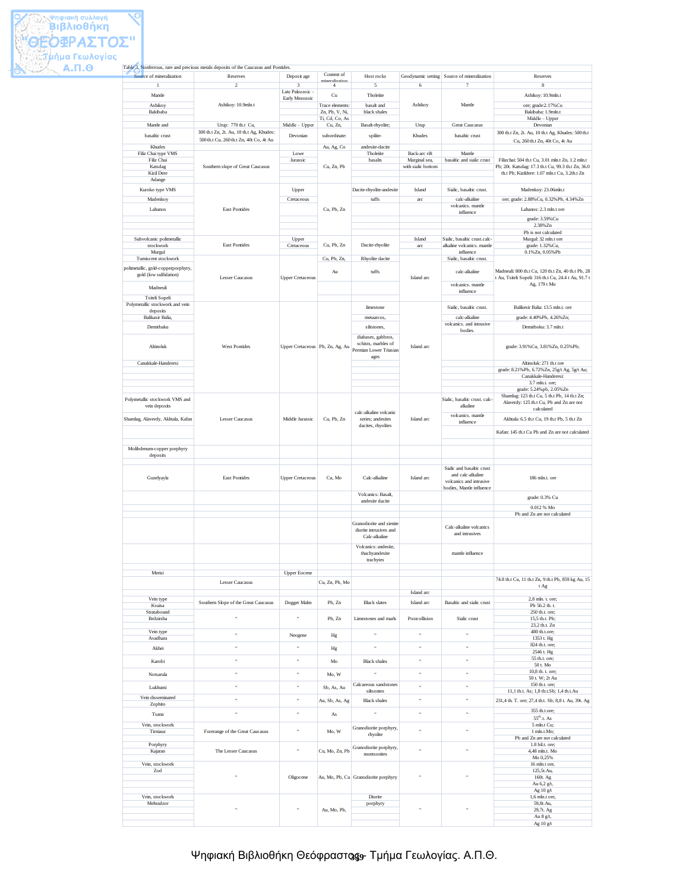Table 3. Nonferrous, rare and precious metals deposits of the Caucasus and Pontides.

| Source of mineralization | Reserves | Deposit age | Content of mineralization | Host rocks | Geodynamic setting | Source of mineralization | Reserves |
|---|---|---|---|---|---|---|---|
| 1 | 2 | 3 | 4 | 5 | 6 | 7 | 8 |
| Mantle | Ashikoy: 10.9mln.t | Late Paleozoic – Early Mezozoic | Cu | Tholeiite | Ashikoy | Mantle | Ashikoy: 10.9mln.t |
| Ashikoy | | | Trace elements: | basalt and | | | ore; grade:2.17%Cu |
| Bakibaba | | | Zn, Pb, V, Ni, | black shales | | | Bakibaba: 1.9mln.t |
| | | | Ti, Cd, Co, As | | | | Middle – Upper |
| Mantle and | Urup: 770 th.t Cu, | Middle – Upper | Cu, Zn, | Basalt-rhyolite; | Urup | Great Caucasus | Devonian |
| basaltic crust | 300 th.t Zn, 2t. Au, 10 th.t Ag, Khudes: 500 th.t Cu, 260 th.t Zn, 40t Co, 4t Au | Devonian | subordinate: | spilite- | Khudes | basaltic crust | 300 th.t Zn, 2t. Au, 10 th.t Ag, Khudes: 500 th.t Cu, 260 th.t Zn, 40t Co, 4t Au |
| Khudes | | | Au, Ag, Co | andesite-dacite | | | |
| Filiz Chai type VMS | Southern slope of Great Caucasus | Lowe | Cu, Zn, Pb | Tholeiite | Back-arc rift | Mantle | Filizchai: 504 th.t Cu, 3.01 mln.t Zn, 1.2 mln.t Pb; 20t. Katsdag: 17.3 th.t Cu, 99.3 th.t Zn, 36.0 th.t Pb; Kizildere: 1.07 mln.t Cu, 3.2th.t Zn |
| Filiz Chai | | Jurassic | | basalts | Marginal sea, | basaltic and sialic crust | |
| Katsdag | | | | | with sialic bottom | | |
| Kizil Dere | | | | | | | |
| Adange | | | | | | | |
| Kuroko type VMS | East Pontides | Upper | Cu, Pb, Zn | Dacite-rhyolite-andesite | Island | Sialic, basaltic crust. | Madenkoy: 23.06mln.t |
| Madenkoy | | Cretaceous | | tuffs | arc | calc-alkaline | ore; grade: 2.88%Cu, 0.32%Pb, 4.34%Zn |
| Lahanos | | | | | | volcanics. mantle influence | Lahanos: 2.3 mln.t ore |
| | | | | | | | grade: 3.59%Cu |
| | | | | | | | 2.38%Zn |
| | | | | | | | Pb is not calculated |
| Subvolcanic polimetallic | East Pontides | Upper | Cu, Pb, Zn | Dacite-rhyolite | Island | Sialic, basaltic crust.calc-alkaline volcanics. mantle influence | Murgul: 32 mln.t ore |
| stockwork | | Cretaceous | | | arc | | grade: 1.32%Cu, |
| Murgul | | | | | | | 0.1%Zn, 0.05%Pb |
| Tumiscent stockwork | Lesser Caucasus | Upper Cretaceous | Cu, Pb, Zn, | Rhyolite dacite | Island arc | Sialic, basaltic crust. | Madneuli: 800 th.t Cu, 120 th.t Zn, 40 th.t Pb, 28 t Au, Tsiteli Sopeli: 316 th.t Cu, 24.4 t Au, 91.7 t Ag, 179 t Mo |
| polimetallic, gold-copperporphyry, gold (low sulfidation) | | | Au | tuffs | | calc-alkaline | |
| Madneuli | | | | | | volcanics. mantle influence | |
| Tsiteli Sopeli | | | | | | | |
| Polymetallic stockwork and vein deposits | West Pontides | Upper Cretaceous | Pb, Zn, Ag, Au | limestone | Island arc | Sialic, basaltic crust. | Balikesir Balia: 13.5 mln.t. ore |
| Balikasir Balia, | | | | metaarcos, | | calc-alkaline | grade: 4.40%Pb, 4.26%Zn; |
| Demirbaku | | | | siltstones, | | volcanics. and intrusive bodies. | Demirboku: 3.7 mln.t |
| Altinoluk | | | | diabases, gabbros, schists, marbles of Permian Lower Triasian ages | | | grade: 3.91%Cu, 3.81%Zn, 0.25%Pb; |
| Canakkale-Handeresi | | | | | | | Altinoluk: 271 th.t ore |
| | | | | | | | grade: 8.21%Pb, 6.72%Zn, 25g/t Ag, 5g/t Au; |
| | | | | | | | Canakkale-Handeresi: |
| | | | | | | | 3.7 mln.t. ore; |
| | | | | | | | grade: 5.24%pb, 2.05%Zn |
| Polymetallic stockwork VMS and vein deposits | Lesser Caucasus | Middle Jurassic | Cu, Pb, Zn | calc-alkaline volcanic series; andesites dacites, rhyolites | Island arc | Sialic, basaltic crust. calc-alkaline | Shamlug: 123 th.t Cu, 5 th.t Pb, 14 th.t Zn; Alaverdy: 125 th.t Cu, Pb and Zn are not calculated |
| Shamlug, Alaverdy, Akhtala, Kafan | | | | | | volcanics. mantle influence | Akhtala: 6.5 th.t Cu, 19 th.t Pb, 5 th.t Zn |
| | | | | | | | Kafan: 145 th.t Cu Pb and Zn are not calculated |
| Molibdenum-copper porphyry deposits | | | | | | | |
| Guzelyayla | East Pontides | Upper Cretaceous | Cu, Mo | Calc-alkaline | Island arc | Sialic and basaltic crust and calc-alkaline volcanics and intrusive bodies, Mantle influence | 186 mln.t. ore |
| | | | | Volcanics: Basalt, andesite dacite | | | grade: 0.3% Cu |
| | | | | | | | 0.012 % Mo |
| | | | | | | | Pb and Zn are not calculated |
| | | | | Granodiorite and sienite diorite intrusives and Calc-alkaline | | Calc-alkaline volcanics and intrusives | |
| | | | | Volcanics: andesite, thachyandesite trachytes | | mantle influence | |
| Merisi | | Upper Eocene | | | | | |
| | Lesser Caucasus | | Cu, Zn, Pb, Mo | | | | 74.8 th.t Cu, 11 th.t Zn, 9 th.t Pb, 859 kg Au, 15 t Ag |
| | | | | | Island arc | | |
| Vein type | Southern Slope of the Great Caucasus | Dogger Malm | Pb, Zn | Black slates | Island arc | Basaltic and sialic crust | 2,8 mln. t. ore; |
| Kvaisa | | | | | | | Pb 56.2 th. t. |
| Stratabound | " | " | Pb, Zn | Limestones and marls | Postcollision | Sialic crust | 250 th.t. ore; |
| Brdzirsha | | | | | | | 15,5 th.t. Pb; |
| | | | | | | | 23,2 th.t. Zn |
| Vein type | " | Neogene | Hg | " | " | " | 480 th.t.ore; |
| Avadhara | | | | | | | 1353 t. Hg |
| Akhei | " | " | Hg | " | " | " | 824 th.t. ore; |
| | | | | | | | 2546 t. Hg |
| Karobi | " | " | Mo | Black shales | " | " | 55 th.t. ore; |
| | | | | | | | 50 t. Mo |
| Notsarula | " | " | Mo, W | " | " | " | 10,8 th. t. ore; |
| | | | | | | | 50 t. W; 2t Au |
| Lukhumi | " | " | Sb, As, Au | Calcareous sandstones siltsontes | " | " | 150 th.t. ore; |
| | | | | | | | 11,1 th.t. As; 1,8 th.t.Sb; 1,4 th.t.Au |
| Vein disseminated | " | " | Au, Sb, As, Ag | Black shales | " | " | 231,4 th. T. ore; 27,4 th.t. Sb; 8,8 t. Au, 39t. Ag |
| Zophito | | | | | | | |
| Tsana | " | " | As | " | " | " | 355 th.t.ore; |
| | | | | | | | 55th.t. As |
| Vein, stockwork | Forerange of the Great Caucasus | " | Mo, W | Granodiorite porphyry, rhyolite | " | " | 5 mln.t Cu; |
| Tirniauz | | | | | | | 1 mln.t.Mo; |
| | | | | | | | Pb and Zn are not calculated |
| Porphyry | The Lesser Caucasus | " | Cu, Mo, Zn, Pb | Granodiorite porphyry, montsonites | " | " | 1.8 bil.t. ore; |
| Kajaran | | | | | | | 4,48 mln.t. Mo |
| | | | | | | | Mo 0,25% |
| Vein, stockwork | " | Oligocene | Au, Mo, Pb, Cu | Granodiorite porphyry | " | " | 16 mln.t ore, |
| Zod | | | | | | | 125,5t.Au, |
| | | | | | | | 160t. Ag |
| | | | | | | | Au 6,2 g/t, |
| | | | | | | | Ag 10 g/t |
| Vein, stockwork | " | " | Au, Mo, Pb, | Diorite | " | " | 1,6 mln.t ore, |
| Mehradzor | | | | porphyry | | | 59,8t.Au, |
| | | | | | | | 29,7t. Ag |
| | | | | | | | Au 8 g/t, |
| | | | | | | | Ag 10 g/t |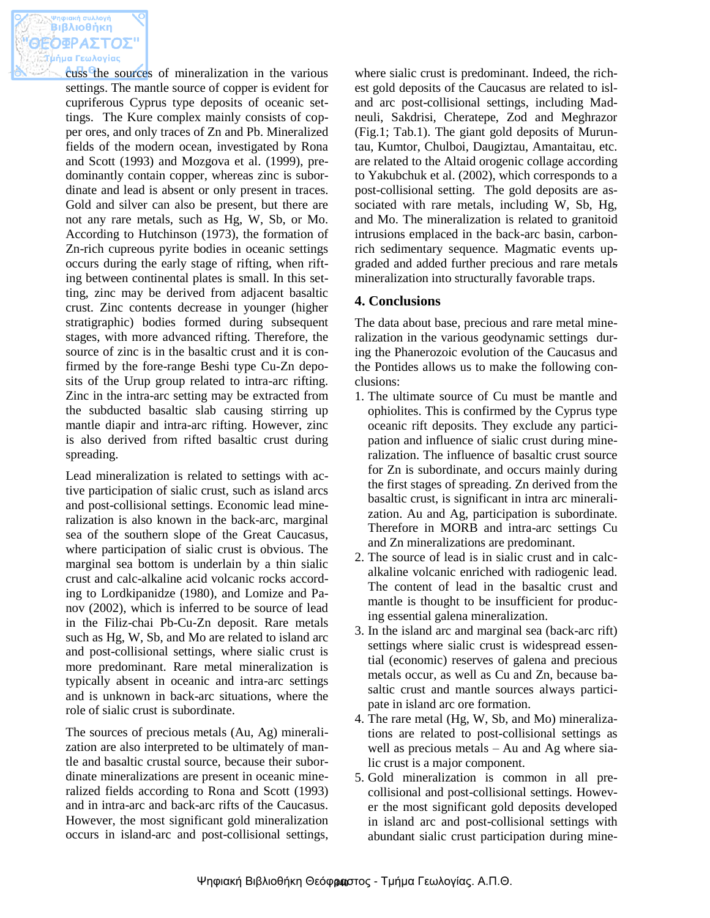cuss the sources of mineralization in the various settings. The mantle source of copper is evident for cupriferous Cyprus type deposits of oceanic settings. The Kure complex mainly consists of copper ores, and only traces of Zn and Pb. Mineralized fields of the modern ocean, investigated by Rona and Scott (1993) and Mozgova et al. (1999), predominantly contain copper, whereas zinc is subordinate and lead is absent or only present in traces. Gold and silver can also be present, but there are not any rare metals, such as Hg, W, Sb, or Mo. According to Hutchinson (1973), the formation of Zn-rich cupreous pyrite bodies in oceanic settings occurs during the early stage of rifting, when rifting between continental plates is small. In this setting, zinc may be derived from adjacent basaltic crust. Zinc contents decrease in younger (higher stratigraphic) bodies formed during subsequent stages, with more advanced rifting. Therefore, the source of zinc is in the basaltic crust and it is confirmed by the fore-range Beshi type Cu-Zn deposits of the Urup group related to intra-arc rifting. Zinc in the intra-arc setting may be extracted from the subducted basaltic slab causing stirring up mantle diapir and intra-arc rifting. However, zinc is also derived from rifted basaltic crust during spreading.

Lead mineralization is related to settings with active participation of sialic crust, such as island arcs and post-collisional settings. Economic lead mineralization is also known in the back-arc, marginal sea of the southern slope of the Great Caucasus, where participation of sialic crust is obvious. The marginal sea bottom is underlain by a thin sialic crust and calc-alkaline acid volcanic rocks according to Lordkipanidze (1980), and Lomize and Panov (2002), which is inferred to be source of lead in the Filiz-chai Pb-Cu-Zn deposit. Rare metals such as Hg, W, Sb, and Mo are related to island arc and post-collisional settings, where sialic crust is more predominant. Rare metal mineralization is typically absent in oceanic and intra-arc settings and is unknown in back-arc situations, where the role of sialic crust is subordinate.

The sources of precious metals (Au, Ag) mineralization are also interpreted to be ultimately of mantle and basaltic crustal source, because their subordinate mineralizations are present in oceanic mineralized fields according to Rona and Scott (1993) and in intra-arc and back-arc rifts of the Caucasus. However, the most significant gold mineralization occurs in island-arc and post-collisional settings, where sialic crust is predominant. Indeed, the richest gold deposits of the Caucasus are related to island arc post-collisional settings, including Madneuli, Sakdrisi, Cheratepe, Zod and Meghrazor (Fig.1; Tab.1). The giant gold deposits of Muruntau, Kumtor, Chulboi, Daugiztau, Amantaitau, etc. are related to the Altaid orogenic collage according to Yakubchuk et al. (2002), which corresponds to a post-collisional setting. The gold deposits are associated with rare metals, including W, Sb, Hg, and Mo. The mineralization is related to granitoid intrusions emplaced in the back-arc basin, carbon-rich sedimentary sequence. Magmatic events upgraded and added further precious and rare metals mineralization into structurally favorable traps.

## 4. Conclusions

The data about base, precious and rare metal mineralization in the various geodynamic settings during the Phanerozoic evolution of the Caucasus and the Pontides allows us to make the following conclusions:

1. The ultimate source of Cu must be mantle and ophiolites. This is confirmed by the Cyprus type oceanic rift deposits. They exclude any participation and influence of sialic crust during mineralization. The influence of basaltic crust source for Zn is subordinate, and occurs mainly during the first stages of spreading. Zn derived from the basaltic crust, is significant in intra arc mineralization. Au and Ag, participation is subordinate. Therefore in MORB and intra-arc settings Cu and Zn mineralizations are predominant.
2. The source of lead is in sialic crust and in calc-alkaline volcanic enriched with radiogenic lead. The content of lead in the basaltic crust and mantle is thought to be insufficient for producing essential galena mineralization.
3. In the island arc and marginal sea (back-arc rift) settings where sialic crust is widespread essential (economic) reserves of galena and precious metals occur, as well as Cu and Zn, because basaltic crust and mantle sources always participate in island arc ore formation.
4. The rare metal (Hg, W, Sb, and Mo) mineralizations are related to post-collisional settings as well as precious metals – Au and Ag where sialic crust is a major component.
5. Gold mineralization is common in all pre-collisional and post-collisional settings. However the most significant gold deposits developed in island arc and post-collisional settings with abundant sialic crust participation during mine-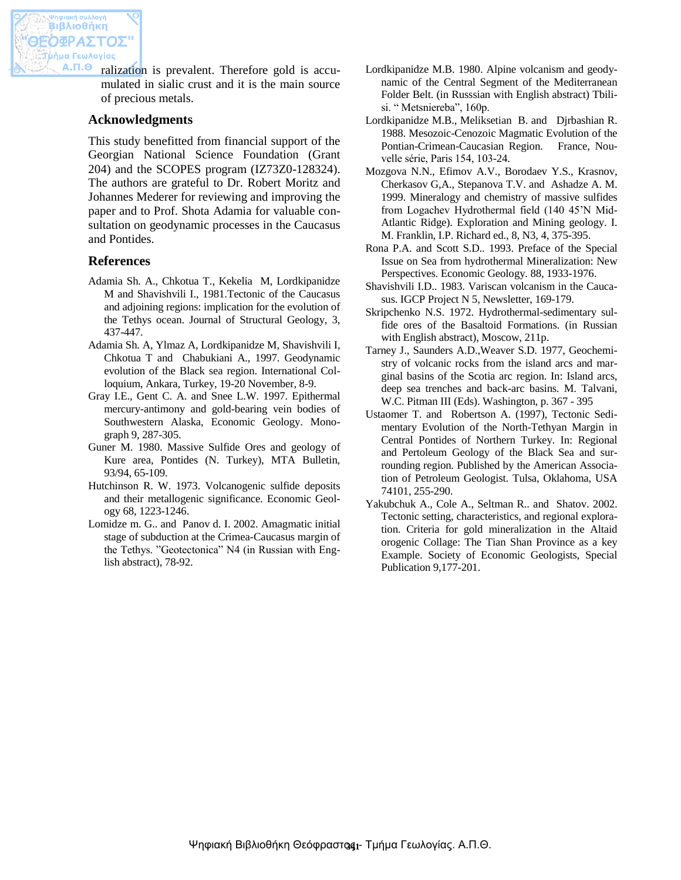ralization is prevalent. Therefore gold is accumulated in sialic crust and it is the main source of precious metals.

## Acknowledgments

This study benefitted from financial support of the Georgian National Science Foundation (Grant 204) and the SCOPES program (IZ73Z0-128324). The authors are grateful to Dr. Robert Moritz and Johannes Mederer for reviewing and improving the paper and to Prof. Shota Adamia for valuable consultation on geodynamic processes in the Caucasus and Pontides.

## References

Adamia Sh. A., Chkotua T., Kekelia M, Lordkipanidze M and Shavishvili I., 1981.Tectonic of the Caucasus and adjoining regions: implication for the evolution of the Tethys ocean. Journal of Structural Geology, 3, 437-447.

Adamia Sh. A, Ylmaz A, Lordkipanidze M, Shavishvili I, Chkotua T and Chabukiani A., 1997. Geodynamic evolution of the Black sea region. International Colloquium, Ankara, Turkey, 19-20 November, 8-9.

Gray I.E., Gent C. A. and Snee L.W. 1997. Epithermal mercury-antimony and gold-bearing vein bodies of Southwestern Alaska, Economic Geology. Monograph 9, 287-305.

Guner M. 1980. Massive Sulfide Ores and geology of Kure area, Pontides (N. Turkey), MTA Bulletin, 93/94, 65-109.

Hutchinson R. W. 1973. Volcanogenic sulfide deposits and their metallogenic significance. Economic Geology 68, 1223-1246.

Lomidze m. G.. and Panov d. I. 2002. Amagmatic initial stage of subduction at the Crimea-Caucasus margin of the Tethys. "Geotectonica" N4 (in Russian with English abstract), 78-92.

Lordkipanidze M.B. 1980. Alpine volcanism and geodynamic of the Central Segment of the Mediterranean Folder Belt. (in Russsian with English abstract) Tbilisi. " Metsniereba", 160p.

Lordkipanidze M.B., Meliksetian B. and Djrbashian R. 1988. Mesozoic-Cenozoic Magmatic Evolution of the Pontian-Crimean-Caucasian Region. France, Nouvelle série, Paris 154, 103-24.

Mozgova N.N., Efimov A.V., Borodaev Y.S., Krasnov, Cherkasov G,A., Stepanova T.V. and Ashadze A. M. 1999. Mineralogy and chemistry of massive sulfides from Logachev Hydrothermal field (140 45'N Mid-Atlantic Ridge). Exploration and Mining geology. I. M. Franklin, I.P. Richard ed., 8, N3, 4, 375-395.

Rona P.A. and Scott S.D.. 1993. Preface of the Special Issue on Sea from hydrothermal Mineralization: New Perspectives. Economic Geology. 88, 1933-1976.

Shavishvili I.D.. 1983. Variscan volcanism in the Caucasus. IGCP Project N 5, Newsletter, 169-179.

Skripchenko N.S. 1972. Hydrothermal-sedimentary sulfide ores of the Basaltoid Formations. (in Russian with English abstract), Moscow, 211p.

Tarney J., Saunders A.D.,Weaver S.D. 1977, Geochemistry of volcanic rocks from the island arcs and marginal basins of the Scotia arc region. In: Island arcs, deep sea trenches and back-arc basins. M. Talvani, W.C. Pitman III (Eds). Washington, p. 367 - 395

Ustaomer T. and Robertson A. (1997), Tectonic Sedimentary Evolution of the North-Tethyan Margin in Central Pontides of Northern Turkey. In: Regional and Pertoleum Geology of the Black Sea and surrounding region. Published by the American Association of Petroleum Geologist. Tulsa, Oklahoma, USA 74101, 255-290.

Yakubchuk A., Cole A., Seltman R.. and Shatov. 2002. Tectonic setting, characteristics, and regional exploration. Criteria for gold mineralization in the Altaid orogenic Collage: The Tian Shan Province as a key Example. Society of Economic Geologists, Special Publication 9,177-201.